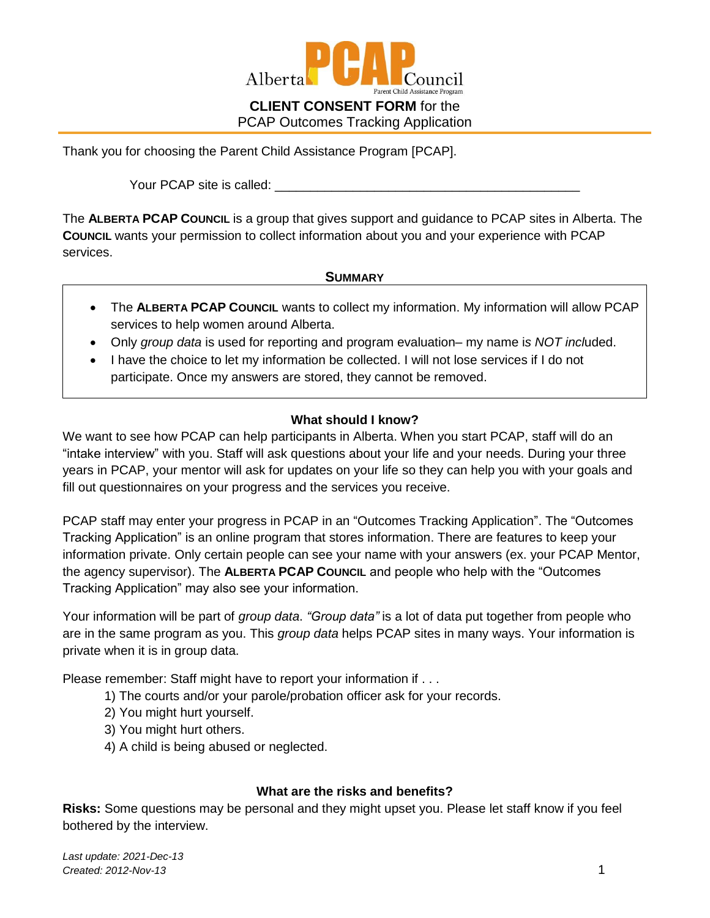Alberta PCAP Council
Parent Child Assistance Program

# CLIENT CONSENT FORM for the PCAP Outcomes Tracking Application

Thank you for choosing the Parent Child Assistance Program [PCAP].

Your PCAP site is called: ___________________________________________

The **ALBERTA PCAP COUNCIL** is a group that gives support and guidance to PCAP sites in Alberta. The **COUNCIL** wants your permission to collect information about you and your experience with PCAP services.

## SUMMARY

- The **ALBERTA PCAP COUNCIL** wants to collect my information. My information will allow PCAP services to help women around Alberta.
- Only *group data* is used for reporting and program evaluation– my name is *NOT incl*uded.
- I have the choice to let my information be collected. I will not lose services if I do not participate. Once my answers are stored, they cannot be removed.

## What should I know?

We want to see how PCAP can help participants in Alberta. When you start PCAP, staff will do an "intake interview" with you. Staff will ask questions about your life and your needs. During your three years in PCAP, your mentor will ask for updates on your life so they can help you with your goals and fill out questionnaires on your progress and the services you receive.

PCAP staff may enter your progress in PCAP in an "Outcomes Tracking Application". The "Outcomes Tracking Application" is an online program that stores information. There are features to keep your information private. Only certain people can see your name with your answers (ex. your PCAP Mentor, the agency supervisor). The **ALBERTA PCAP COUNCIL** and people who help with the "Outcomes Tracking Application" may also see your information.

Your information will be part of *group data*. *"Group data"* is a lot of data put together from people who are in the same program as you. This *group data* helps PCAP sites in many ways. Your information is private when it is in group data.

Please remember: Staff might have to report your information if . . .

1) The courts and/or your parole/probation officer ask for your records.
2) You might hurt yourself.
3) You might hurt others.
4) A child is being abused or neglected.

## What are the risks and benefits?

**Risks:** Some questions may be personal and they might upset you. Please let staff know if you feel bothered by the interview.

*Last update: 2021-Dec-13*
*Created: 2012-Nov-13*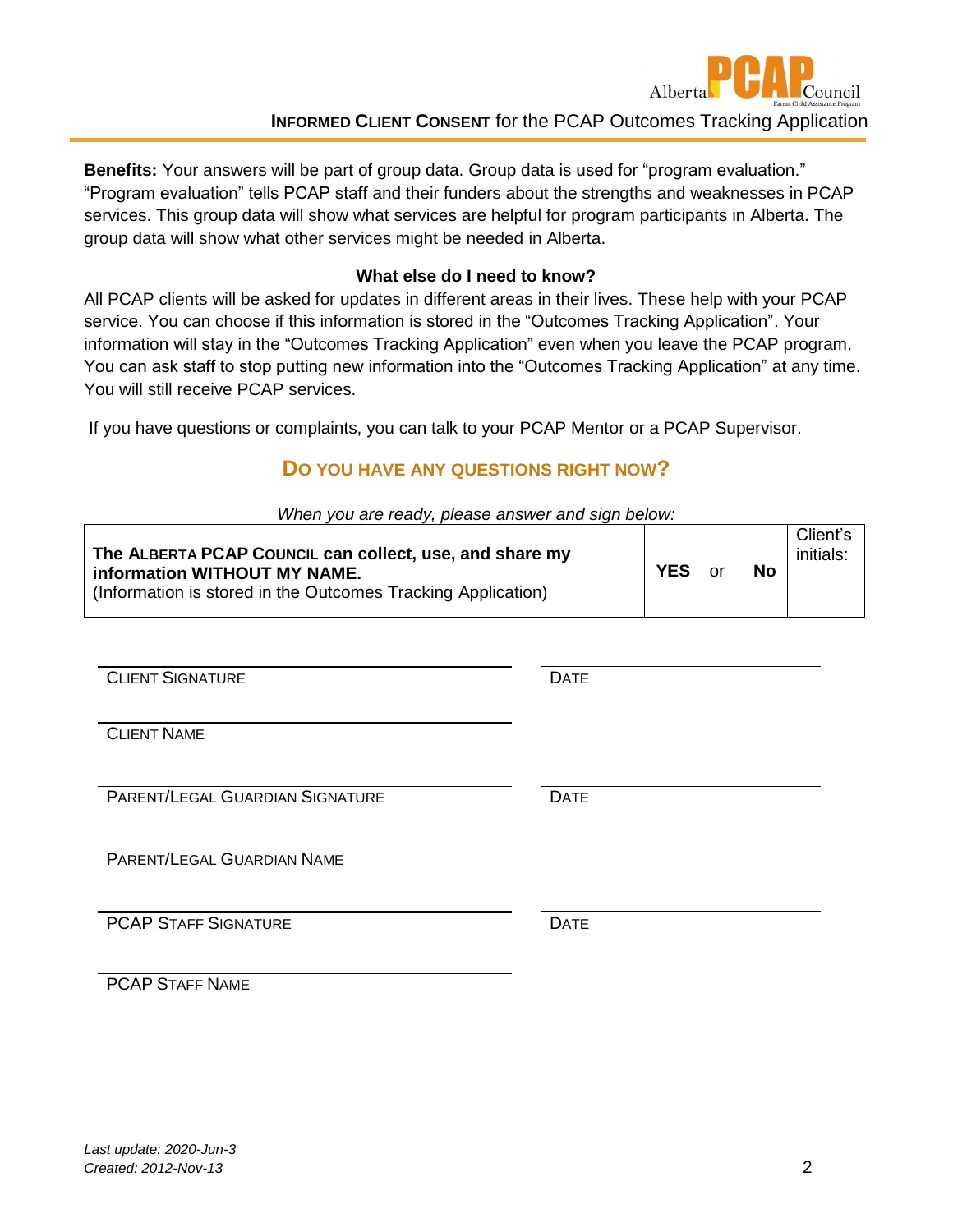**Informed Client Consent** for the PCAP Outcomes Tracking Application

**Benefits:** Your answers will be part of group data. Group data is used for "program evaluation." "Program evaluation" tells PCAP staff and their funders about the strengths and weaknesses in PCAP services. This group data will show what services are helpful for program participants in Alberta. The group data will show what other services might be needed in Alberta.

### What else do I need to know?

All PCAP clients will be asked for updates in different areas in their lives. These help with your PCAP service. You can choose if this information is stored in the "Outcomes Tracking Application". Your information will stay in the "Outcomes Tracking Application" even when you leave the PCAP program. You can ask staff to stop putting new information into the "Outcomes Tracking Application" at any time. You will still receive PCAP services.

If you have questions or complaints, you can talk to your PCAP Mentor or a PCAP Supervisor.

## Do you have any questions right now?

*When you are ready, please answer and sign below:*

| | | |
|---|---|---|
| **The Alberta PCAP Council can collect, use, and share my information WITHOUT MY NAME.** (Information is stored in the Outcomes Tracking Application) | **YES** or **No** | Client's initials: |

Client Signature ____________________ Date ____________________

Client Name ____________________

Parent/Legal Guardian Signature ____________________ Date ____________________

Parent/Legal Guardian Name ____________________

PCAP Staff Signature ____________________ Date ____________________

PCAP Staff Name ____________________

*Last update: 2020-Jun-3*
*Created: 2012-Nov-13*